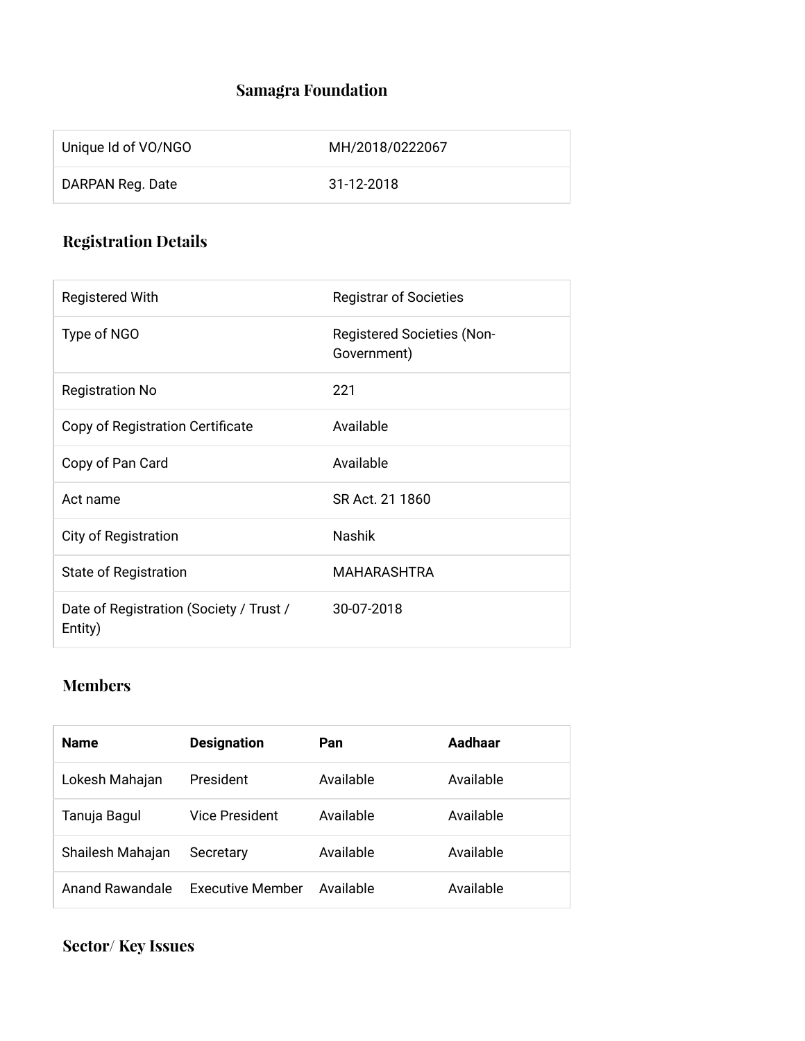# Samagra Foundation

| Unique Id of VO/NGO | MH/2018/0222067 |
|---|---|
| DARPAN Reg. Date | 31-12-2018 |

## Registration Details

| Registered With | Registrar of Societies |
|---|---|
| Type of NGO | Registered Societies (Non-Government) |
| Registration No | 221 |
| Copy of Registration Certificate | Available |
| Copy of Pan Card | Available |
| Act name | SR Act. 21 1860 |
| City of Registration | Nashik |
| State of Registration | MAHARASHTRA |
| Date of Registration (Society / Trust / Entity) | 30-07-2018 |

## Members

| Name | Designation | Pan | Aadhaar |
|---|---|---|---|
| Lokesh Mahajan | President | Available | Available |
| Tanuja Bagul | Vice President | Available | Available |
| Shailesh Mahajan | Secretary | Available | Available |
| Anand Rawandale | Executive Member | Available | Available |

## Sector/ Key Issues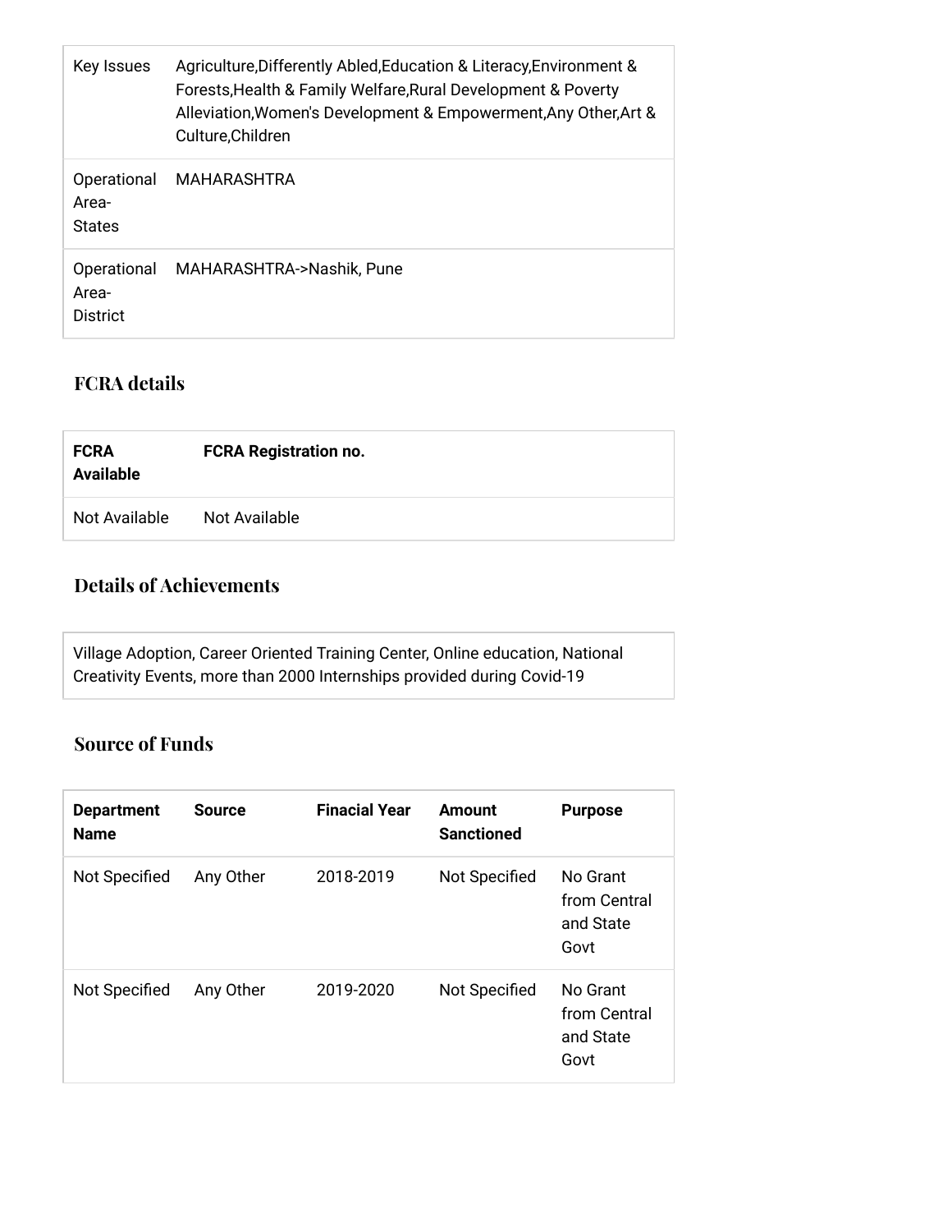| Key Issues | Agriculture,Differently Abled,Education & Literacy,Environment & Forests,Health & Family Welfare,Rural Development & Poverty Alleviation,Women's Development & Empowerment,Any Other,Art & Culture,Children |
|---|---|
| Operational Area-States | MAHARASHTRA |
| Operational Area-District | MAHARASHTRA->Nashik, Pune |

## FCRA details

| FCRA Available | FCRA Registration no. |
|---|---|
| Not Available | Not Available |

## Details of Achievements

Village Adoption, Career Oriented Training Center, Online education, National Creativity Events, more than 2000 Internships provided during Covid-19

## Source of Funds

| Department Name | Source | Finacial Year | Amount Sanctioned | Purpose |
|---|---|---|---|---|
| Not Specified | Any Other | 2018-2019 | Not Specified | No Grant from Central and State Govt |
| Not Specified | Any Other | 2019-2020 | Not Specified | No Grant from Central and State Govt |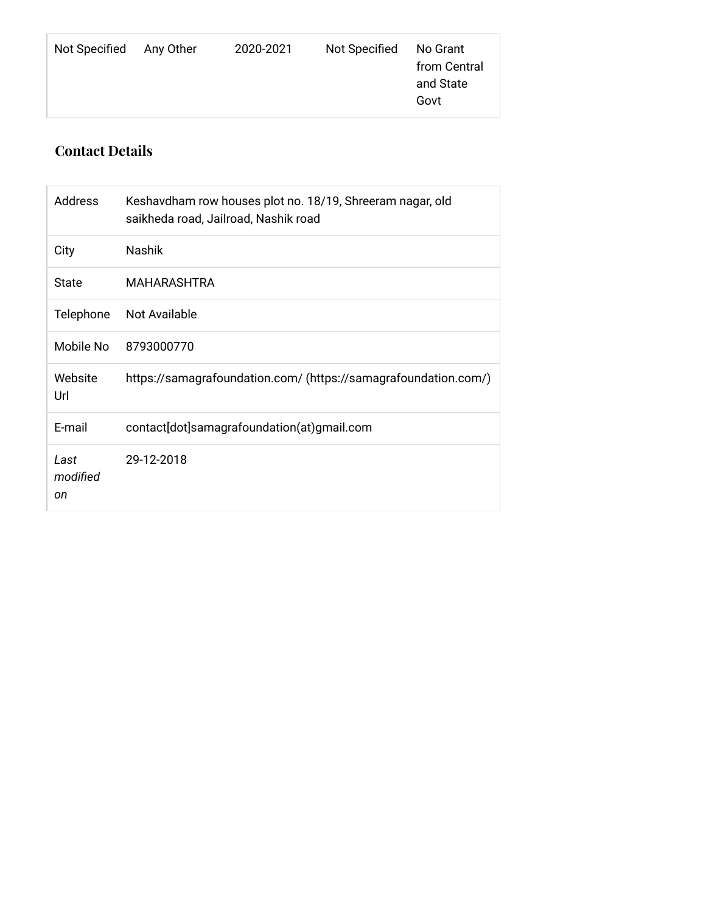| | | | | |
|---|---|---|---|---|
| Not Specified | Any Other | 2020-2021 | Not Specified | No Grant from Central and State Govt |

## Contact Details

| | |
|---|---|
| Address | Keshavdham row houses plot no. 18/19, Shreeram nagar, old saikheda road, Jailroad, Nashik road |
| City | Nashik |
| State | MAHARASHTRA |
| Telephone | Not Available |
| Mobile No | 8793000770 |
| Website Url | https://samagrafoundation.com/ (https://samagrafoundation.com/) |
| E-mail | contact[dot]samagrafoundation(at)gmail.com |
| *Last modified on* | 29-12-2018 |